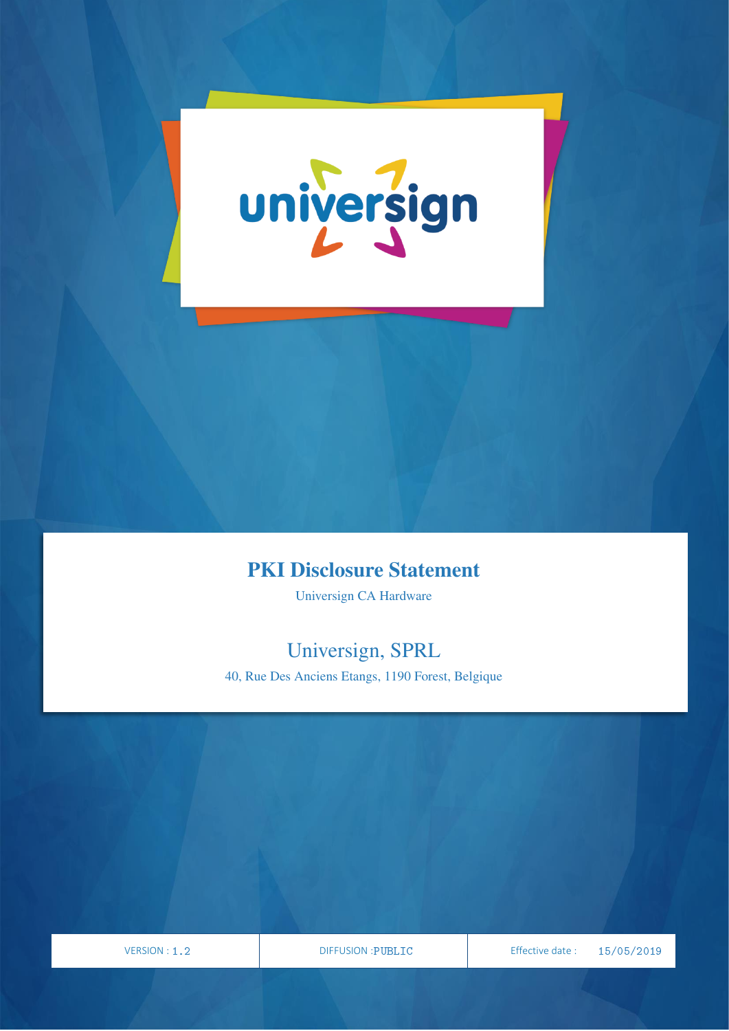universign

# PKI Disclosure Statement

Universign CA Hardware

## Universign, SPRL

40, Rue Des Anciens Etangs, 1190 Forest, Belgique

| VERSION : 1.2 | DIFFUSION :PUBLIC | Effective date : 15/05/2019 |
| --- | --- | --- |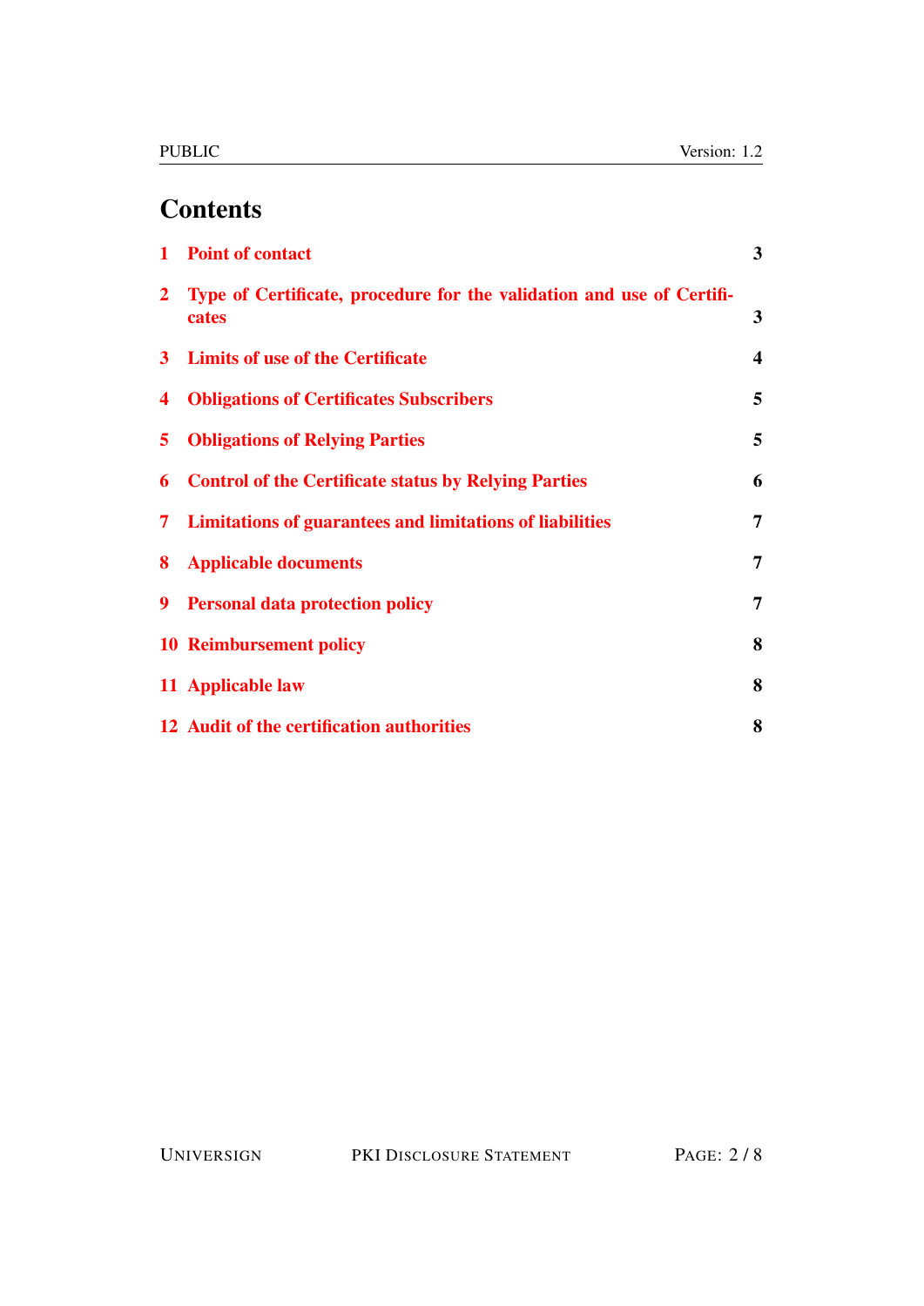# Contents

| | | |
|---|---|---|
| 1 | Point of contact | 3 |
| 2 | Type of Certificate, procedure for the validation and use of Certificates | 3 |
| 3 | Limits of use of the Certificate | 4 |
| 4 | Obligations of Certificates Subscribers | 5 |
| 5 | Obligations of Relying Parties | 5 |
| 6 | Control of the Certificate status by Relying Parties | 6 |
| 7 | Limitations of guarantees and limitations of liabilities | 7 |
| 8 | Applicable documents | 7 |
| 9 | Personal data protection policy | 7 |
| 10 | Reimbursement policy | 8 |
| 11 | Applicable law | 8 |
| 12 | Audit of the certification authorities | 8 |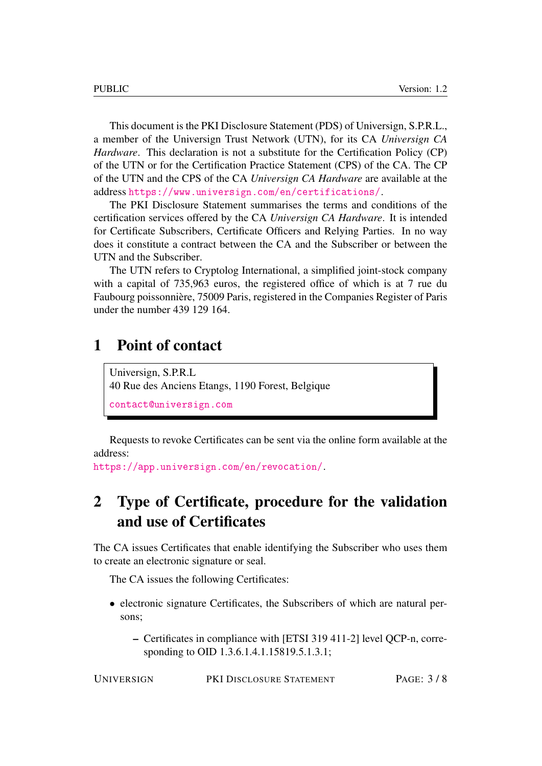This document is the PKI Disclosure Statement (PDS) of Universign, S.P.R.L., a member of the Universign Trust Network (UTN), for its CA *Universign CA Hardware*. This declaration is not a substitute for the Certification Policy (CP) of the UTN or for the Certification Practice Statement (CPS) of the CA. The CP of the UTN and the CPS of the CA *Universign CA Hardware* are available at the address https://www.universign.com/en/certifications/.

The PKI Disclosure Statement summarises the terms and conditions of the certification services offered by the CA *Universign CA Hardware*. It is intended for Certificate Subscribers, Certificate Officers and Relying Parties. In no way does it constitute a contract between the CA and the Subscriber or between the UTN and the Subscriber.

The UTN refers to Cryptolog International, a simplified joint-stock company with a capital of 735,963 euros, the registered office of which is at 7 rue du Faubourg poissonnière, 75009 Paris, registered in the Companies Register of Paris under the number 439 129 164.

# 1 Point of contact

Universign, S.P.R.L
40 Rue des Anciens Etangs, 1190 Forest, Belgique
contact@universign.com

Requests to revoke Certificates can be sent via the online form available at the address:
https://app.universign.com/en/revocation/.

# 2 Type of Certificate, procedure for the validation and use of Certificates

The CA issues Certificates that enable identifying the Subscriber who uses them to create an electronic signature or seal.

The CA issues the following Certificates:

- electronic signature Certificates, the Subscribers of which are natural persons;
  - Certificates in compliance with [ETSI 319 411-2] level QCP-n, corresponding to OID 1.3.6.1.4.1.15819.5.1.3.1;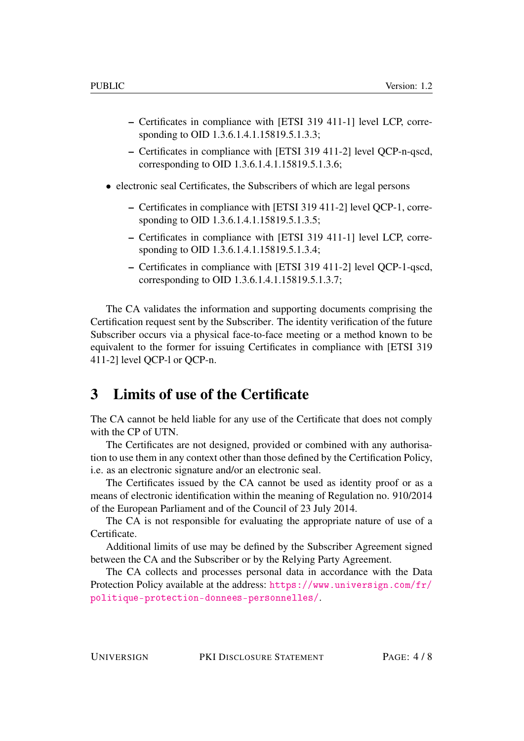- Certificates in compliance with [ETSI 319 411-1] level LCP, corresponding to OID 1.3.6.1.4.1.15819.5.1.3.3;
  - Certificates in compliance with [ETSI 319 411-2] level QCP-n-qscd, corresponding to OID 1.3.6.1.4.1.15819.5.1.3.6;
- electronic seal Certificates, the Subscribers of which are legal persons
  - Certificates in compliance with [ETSI 319 411-2] level QCP-1, corresponding to OID 1.3.6.1.4.1.15819.5.1.3.5;
  - Certificates in compliance with [ETSI 319 411-1] level LCP, corresponding to OID 1.3.6.1.4.1.15819.5.1.3.4;
  - Certificates in compliance with [ETSI 319 411-2] level QCP-1-qscd, corresponding to OID 1.3.6.1.4.1.15819.5.1.3.7;

The CA validates the information and supporting documents comprising the Certification request sent by the Subscriber. The identity verification of the future Subscriber occurs via a physical face-to-face meeting or a method known to be equivalent to the former for issuing Certificates in compliance with [ETSI 319 411-2] level QCP-l or QCP-n.

# 3 Limits of use of the Certificate

The CA cannot be held liable for any use of the Certificate that does not comply with the CP of UTN.

The Certificates are not designed, provided or combined with any authorisation to use them in any context other than those defined by the Certification Policy, i.e. as an electronic signature and/or an electronic seal.

The Certificates issued by the CA cannot be used as identity proof or as a means of electronic identification within the meaning of Regulation no. 910/2014 of the European Parliament and of the Council of 23 July 2014.

The CA is not responsible for evaluating the appropriate nature of use of a Certificate.

Additional limits of use may be defined by the Subscriber Agreement signed between the CA and the Subscriber or by the Relying Party Agreement.

The CA collects and processes personal data in accordance with the Data Protection Policy available at the address: https://www.universign.com/fr/politique-protection-donnees-personnelles/.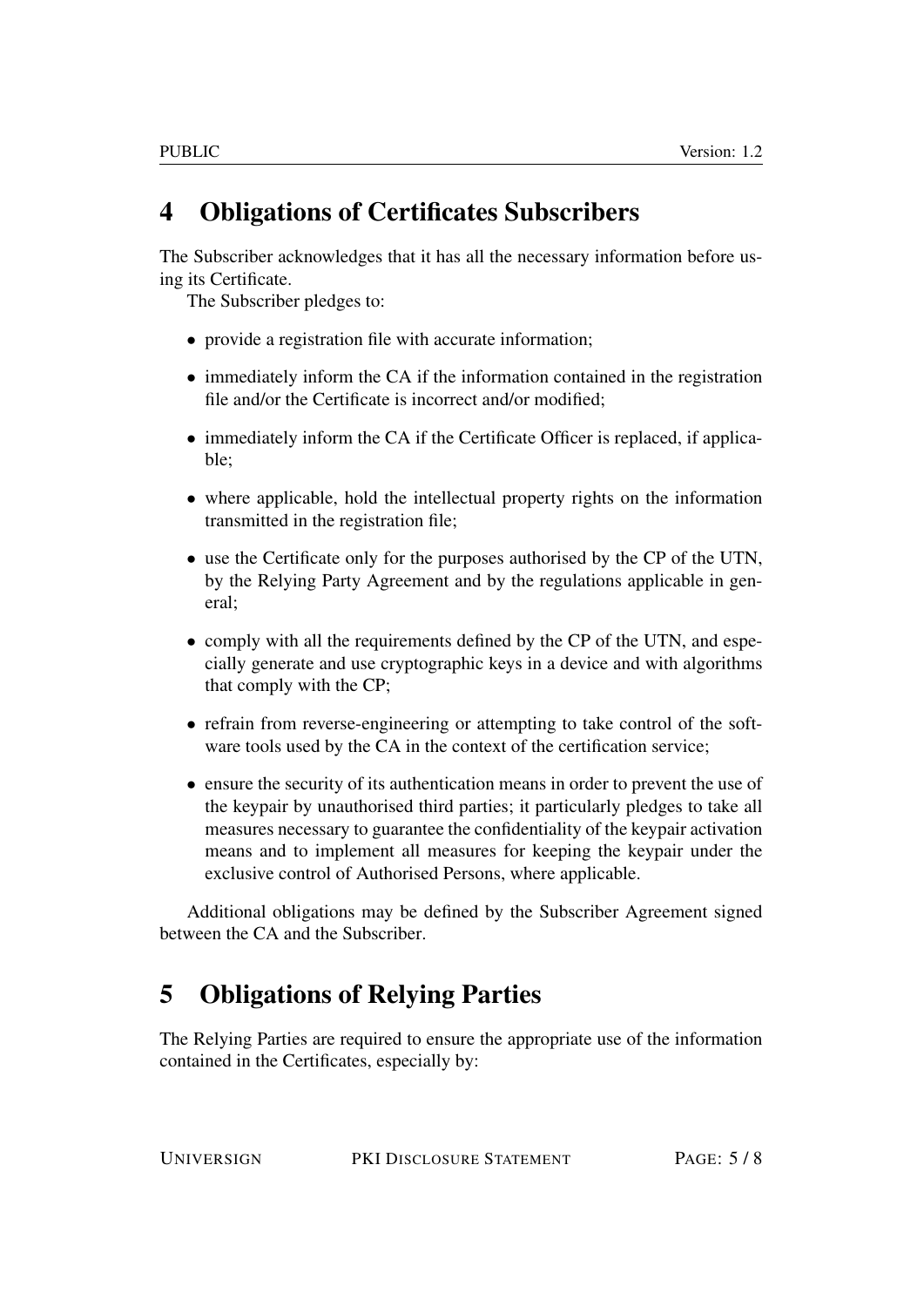# 4 Obligations of Certificates Subscribers

The Subscriber acknowledges that it has all the necessary information before using its Certificate.

The Subscriber pledges to:

- provide a registration file with accurate information;
- immediately inform the CA if the information contained in the registration file and/or the Certificate is incorrect and/or modified;
- immediately inform the CA if the Certificate Officer is replaced, if applicable;
- where applicable, hold the intellectual property rights on the information transmitted in the registration file;
- use the Certificate only for the purposes authorised by the CP of the UTN, by the Relying Party Agreement and by the regulations applicable in general;
- comply with all the requirements defined by the CP of the UTN, and especially generate and use cryptographic keys in a device and with algorithms that comply with the CP;
- refrain from reverse-engineering or attempting to take control of the software tools used by the CA in the context of the certification service;
- ensure the security of its authentication means in order to prevent the use of the keypair by unauthorised third parties; it particularly pledges to take all measures necessary to guarantee the confidentiality of the keypair activation means and to implement all measures for keeping the keypair under the exclusive control of Authorised Persons, where applicable.

Additional obligations may be defined by the Subscriber Agreement signed between the CA and the Subscriber.

# 5 Obligations of Relying Parties

The Relying Parties are required to ensure the appropriate use of the information contained in the Certificates, especially by: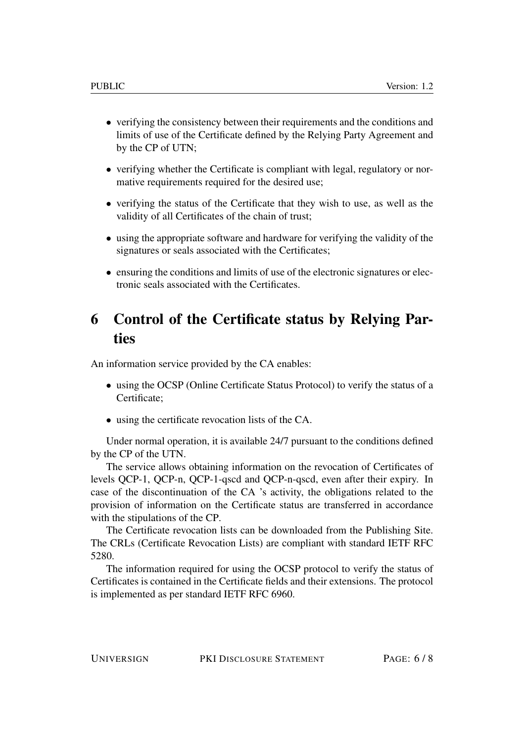- verifying the consistency between their requirements and the conditions and limits of use of the Certificate defined by the Relying Party Agreement and by the CP of UTN;
- verifying whether the Certificate is compliant with legal, regulatory or normative requirements required for the desired use;
- verifying the status of the Certificate that they wish to use, as well as the validity of all Certificates of the chain of trust;
- using the appropriate software and hardware for verifying the validity of the signatures or seals associated with the Certificates;
- ensuring the conditions and limits of use of the electronic signatures or electronic seals associated with the Certificates.

# 6 Control of the Certificate status by Relying Parties

An information service provided by the CA enables:

- using the OCSP (Online Certificate Status Protocol) to verify the status of a Certificate;
- using the certificate revocation lists of the CA.

Under normal operation, it is available 24/7 pursuant to the conditions defined by the CP of the UTN.

The service allows obtaining information on the revocation of Certificates of levels QCP-1, QCP-n, QCP-1-qscd and QCP-n-qscd, even after their expiry. In case of the discontinuation of the CA 's activity, the obligations related to the provision of information on the Certificate status are transferred in accordance with the stipulations of the CP.

The Certificate revocation lists can be downloaded from the Publishing Site. The CRLs (Certificate Revocation Lists) are compliant with standard IETF RFC 5280.

The information required for using the OCSP protocol to verify the status of Certificates is contained in the Certificate fields and their extensions. The protocol is implemented as per standard IETF RFC 6960.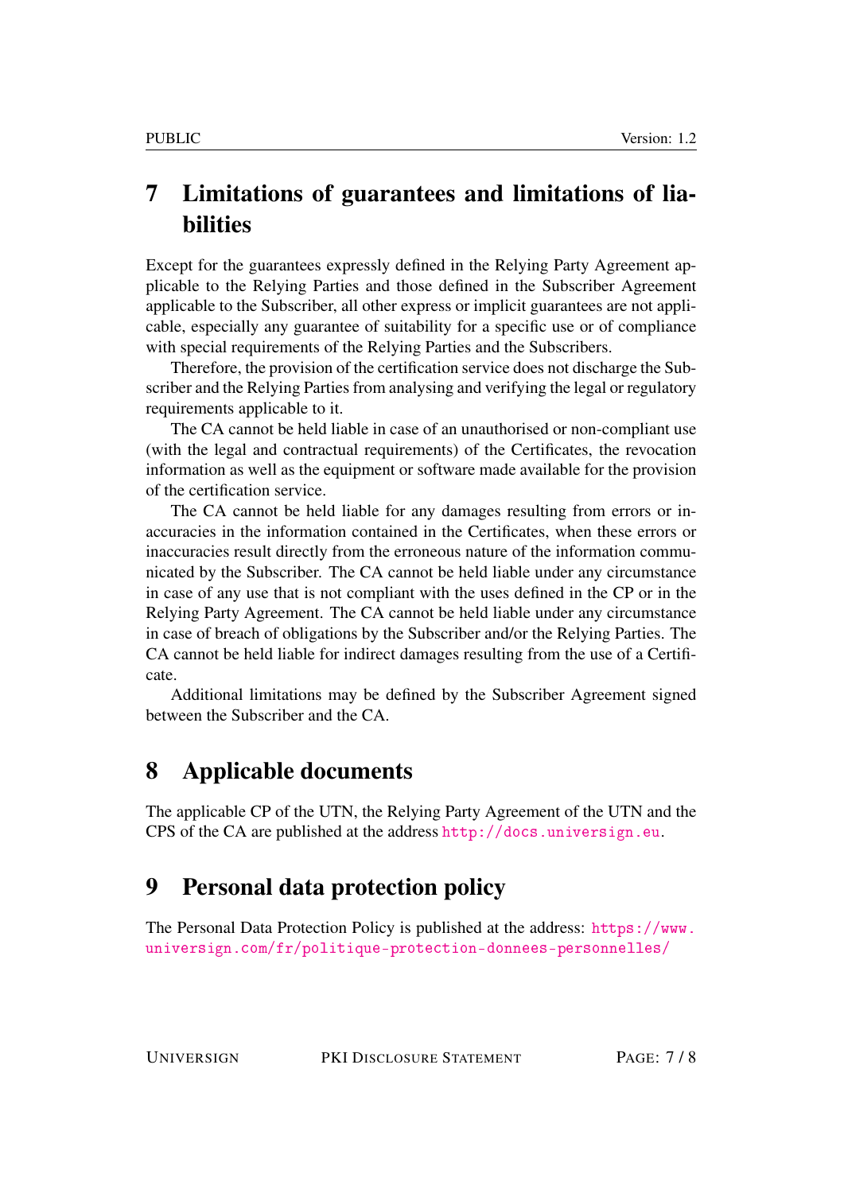# 7 Limitations of guarantees and limitations of liabilities

Except for the guarantees expressly defined in the Relying Party Agreement applicable to the Relying Parties and those defined in the Subscriber Agreement applicable to the Subscriber, all other express or implicit guarantees are not applicable, especially any guarantee of suitability for a specific use or of compliance with special requirements of the Relying Parties and the Subscribers.

Therefore, the provision of the certification service does not discharge the Subscriber and the Relying Parties from analysing and verifying the legal or regulatory requirements applicable to it.

The CA cannot be held liable in case of an unauthorised or non-compliant use (with the legal and contractual requirements) of the Certificates, the revocation information as well as the equipment or software made available for the provision of the certification service.

The CA cannot be held liable for any damages resulting from errors or inaccuracies in the information contained in the Certificates, when these errors or inaccuracies result directly from the erroneous nature of the information communicated by the Subscriber. The CA cannot be held liable under any circumstance in case of any use that is not compliant with the uses defined in the CP or in the Relying Party Agreement. The CA cannot be held liable under any circumstance in case of breach of obligations by the Subscriber and/or the Relying Parties. The CA cannot be held liable for indirect damages resulting from the use of a Certificate.

Additional limitations may be defined by the Subscriber Agreement signed between the Subscriber and the CA.

# 8 Applicable documents

The applicable CP of the UTN, the Relying Party Agreement of the UTN and the CPS of the CA are published at the address http://docs.universign.eu.

# 9 Personal data protection policy

The Personal Data Protection Policy is published at the address: https://www.universign.com/fr/politique-protection-donnees-personnelles/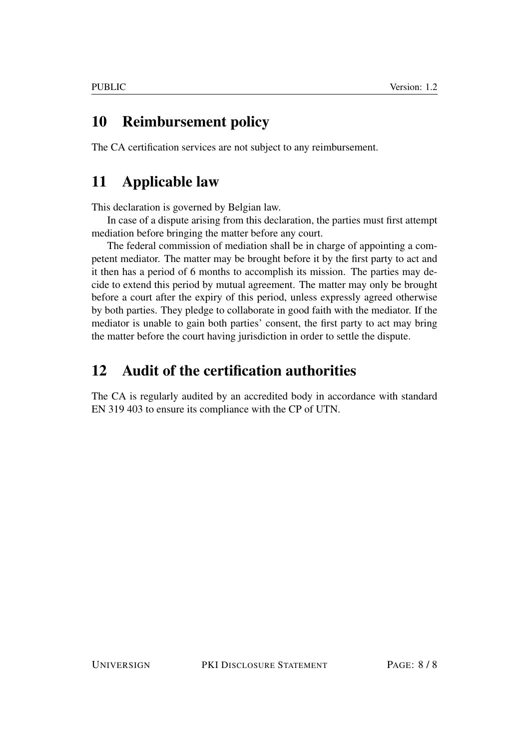# 10 Reimbursement policy

The CA certification services are not subject to any reimbursement.

# 11 Applicable law

This declaration is governed by Belgian law.

In case of a dispute arising from this declaration, the parties must first attempt mediation before bringing the matter before any court.

The federal commission of mediation shall be in charge of appointing a competent mediator. The matter may be brought before it by the first party to act and it then has a period of 6 months to accomplish its mission. The parties may decide to extend this period by mutual agreement. The matter may only be brought before a court after the expiry of this period, unless expressly agreed otherwise by both parties. They pledge to collaborate in good faith with the mediator. If the mediator is unable to gain both parties' consent, the first party to act may bring the matter before the court having jurisdiction in order to settle the dispute.

# 12 Audit of the certification authorities

The CA is regularly audited by an accredited body in accordance with standard EN 319 403 to ensure its compliance with the CP of UTN.